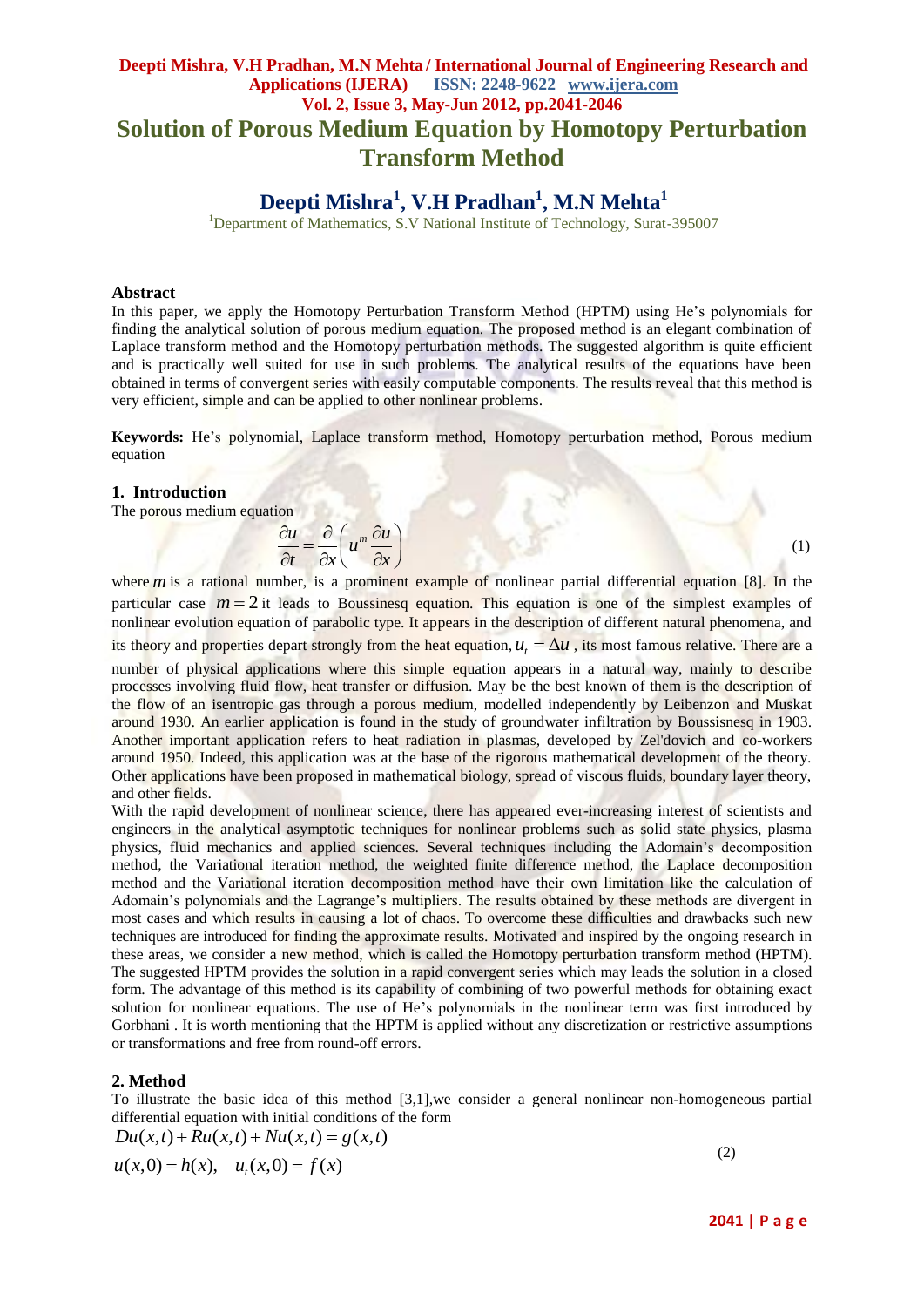# Solution of Porous Medium Equation by Homotopy Perturbation Transform Method

## Deepti Mishra[1], V.H Pradhan[1], M.N Mehta[1]

[1]Department of Mathematics, S.V National Institute of Technology, Surat-395007

### Abstract

In this paper, we apply the Homotopy Perturbation Transform Method (HPTM) using He's polynomials for finding the analytical solution of porous medium equation. The proposed method is an elegant combination of Laplace transform method and the Homotopy perturbation methods. The suggested algorithm is quite efficient and is practically well suited for use in such problems. The analytical results of the equations have been obtained in terms of convergent series with easily computable components. The results reveal that this method is very efficient, simple and can be applied to other nonlinear problems.

**Keywords:** He's polynomial, Laplace transform method, Homotopy perturbation method, Porous medium equation

### 1. Introduction

The porous medium equation

$$\frac{\partial u}{\partial t} = \frac{\partial}{\partial x}\left(u^m \frac{\partial u}{\partial x}\right) \tag{1}$$

where $m$ is a rational number, is a prominent example of nonlinear partial differential equation [8]. In the particular case $m = 2$ it leads to Boussinesq equation. This equation is one of the simplest examples of nonlinear evolution equation of parabolic type. It appears in the description of different natural phenomena, and its theory and properties depart strongly from the heat equation, $u_t = \Delta u$, its most famous relative. There are a number of physical applications where this simple equation appears in a natural way, mainly to describe processes involving fluid flow, heat transfer or diffusion. May be the best known of them is the description of the flow of an isentropic gas through a porous medium, modelled independently by Leibenzon and Muskat around 1930. An earlier application is found in the study of groundwater infiltration by Boussisnesq in 1903. Another important application refers to heat radiation in plasmas, developed by Zel'dovich and co-workers around 1950. Indeed, this application was at the base of the rigorous mathematical development of the theory. Other applications have been proposed in mathematical biology, spread of viscous fluids, boundary layer theory, and other fields.

With the rapid development of nonlinear science, there has appeared ever-increasing interest of scientists and engineers in the analytical asymptotic techniques for nonlinear problems such as solid state physics, plasma physics, fluid mechanics and applied sciences. Several techniques including the Adomain's decomposition method, the Variational iteration method, the weighted finite difference method, the Laplace decomposition method and the Variational iteration decomposition method have their own limitation like the calculation of Adomain's polynomials and the Lagrange's multipliers. The results obtained by these methods are divergent in most cases and which results in causing a lot of chaos. To overcome these difficulties and drawbacks such new techniques are introduced for finding the approximate results. Motivated and inspired by the ongoing research in these areas, we consider a new method, which is called the Homotopy perturbation transform method (HPTM). The suggested HPTM provides the solution in a rapid convergent series which may leads the solution in a closed form. The advantage of this method is its capability of combining of two powerful methods for obtaining exact solution for nonlinear equations. The use of He's polynomials in the nonlinear term was first introduced by Gorbhani . It is worth mentioning that the HPTM is applied without any discretization or restrictive assumptions or transformations and free from round-off errors.

### 2. Method

To illustrate the basic idea of this method [3,1],we consider a general nonlinear non-homogeneous partial differential equation with initial conditions of the form

$$Du(x,t) + Ru(x,t) + Nu(x,t) = g(x,t)$$
$$u(x,0) = h(x), \quad u_t(x,0) = f(x) \tag{2}$$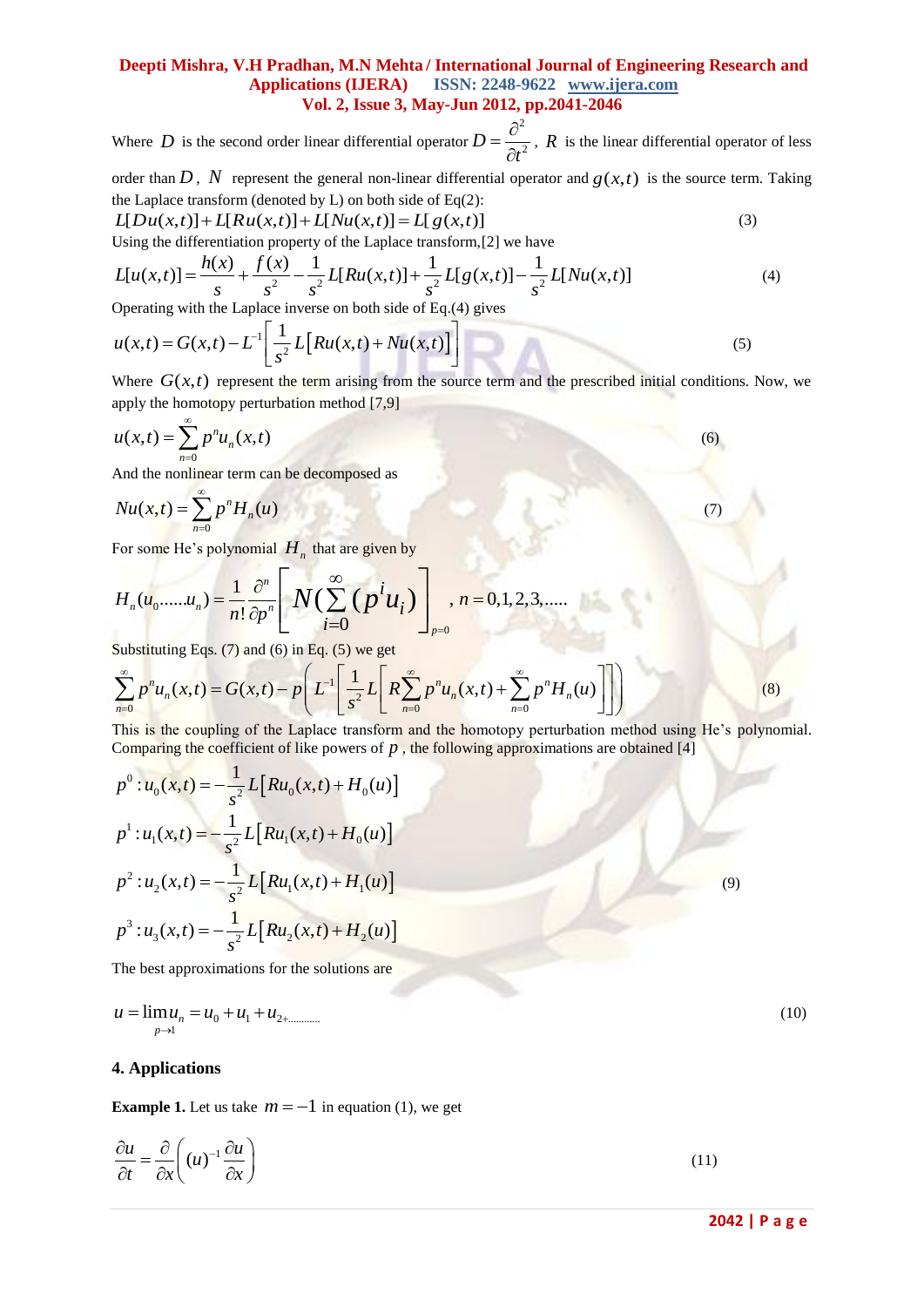Where $D$ is the second order linear differential operator $D = \dfrac{\partial^2}{\partial t^2}$, $R$ is the linear differential operator of less order than $D$, $N$ represent the general non-linear differential operator and $g(x,t)$ is the source term. Taking the Laplace transform (denoted by L) on both side of Eq(2):

$$L[Du(x,t)] + L[Ru(x,t)] + L[Nu(x,t)] = L[g(x,t)] \tag{3}$$

Using the differentiation property of the Laplace transform,[2] we have

$$L[u(x,t)] = \frac{h(x)}{s} + \frac{f(x)}{s^2} - \frac{1}{s^2}L[Ru(x,t)] + \frac{1}{s^2}L[g(x,t)] - \frac{1}{s^2}L[Nu(x,t)] \tag{4}$$

Operating with the Laplace inverse on both side of Eq.(4) gives

$$u(x,t) = G(x,t) - L^{-1}\left[\frac{1}{s^2}L\left[Ru(x,t) + Nu(x,t)\right]\right] \tag{5}$$

Where $G(x,t)$ represent the term arising from the source term and the prescribed initial conditions. Now, we apply the homotopy perturbation method [7,9]

$$u(x,t) = \sum_{n=0}^{\infty} p^n u_n(x,t) \tag{6}$$

And the nonlinear term can be decomposed as

$$Nu(x,t) = \sum_{n=0}^{\infty} p^n H_n(u) \tag{7}$$

For some He's polynomial $H_n$ that are given by

$$H_n(u_0 \ldots\ldots u_n) = \frac{1}{n!}\frac{\partial^n}{\partial p^n}\left[N\left(\sum_{i=0}^{\infty}(p^i u_i)\right)\right]_{p=0}, \quad n = 0,1,2,3,\ldots..$$

Substituting Eqs. (7) and (6) in Eq. (5) we get

$$\sum_{n=0}^{\infty} p^n u_n(x,t) = G(x,t) - p\left(L^{-1}\left[\frac{1}{s^2}L\left[R\sum_{n=0}^{\infty} p^n u_n(x,t) + \sum_{n=0}^{\infty} p^n H_n(u)\right]\right]\right) \tag{8}$$

This is the coupling of the Laplace transform and the homotopy perturbation method using He's polynomial. Comparing the coefficient of like powers of $p$, the following approximations are obtained [4]

$$\begin{aligned}
p^0 &: u_0(x,t) = -\frac{1}{s^2}L\left[Ru_0(x,t) + H_0(u)\right] \\
p^1 &: u_1(x,t) = -\frac{1}{s^2}L\left[Ru_1(x,t) + H_0(u)\right] \\
p^2 &: u_2(x,t) = -\frac{1}{s^2}L\left[Ru_1(x,t) + H_1(u)\right] \\
p^3 &: u_3(x,t) = -\frac{1}{s^2}L\left[Ru_2(x,t) + H_2(u)\right]
\end{aligned} \tag{9}$$

The best approximations for the solutions are

$$u = \lim_{p \to 1} u_n = u_0 + u_1 + u_{2+\ldots\ldots\ldots} \tag{10}$$

## 4. Applications

**Example 1.** Let us take $m = -1$ in equation (1), we get

$$\frac{\partial u}{\partial t} = \frac{\partial}{\partial x}\left((u)^{-1}\frac{\partial u}{\partial x}\right) \tag{11}$$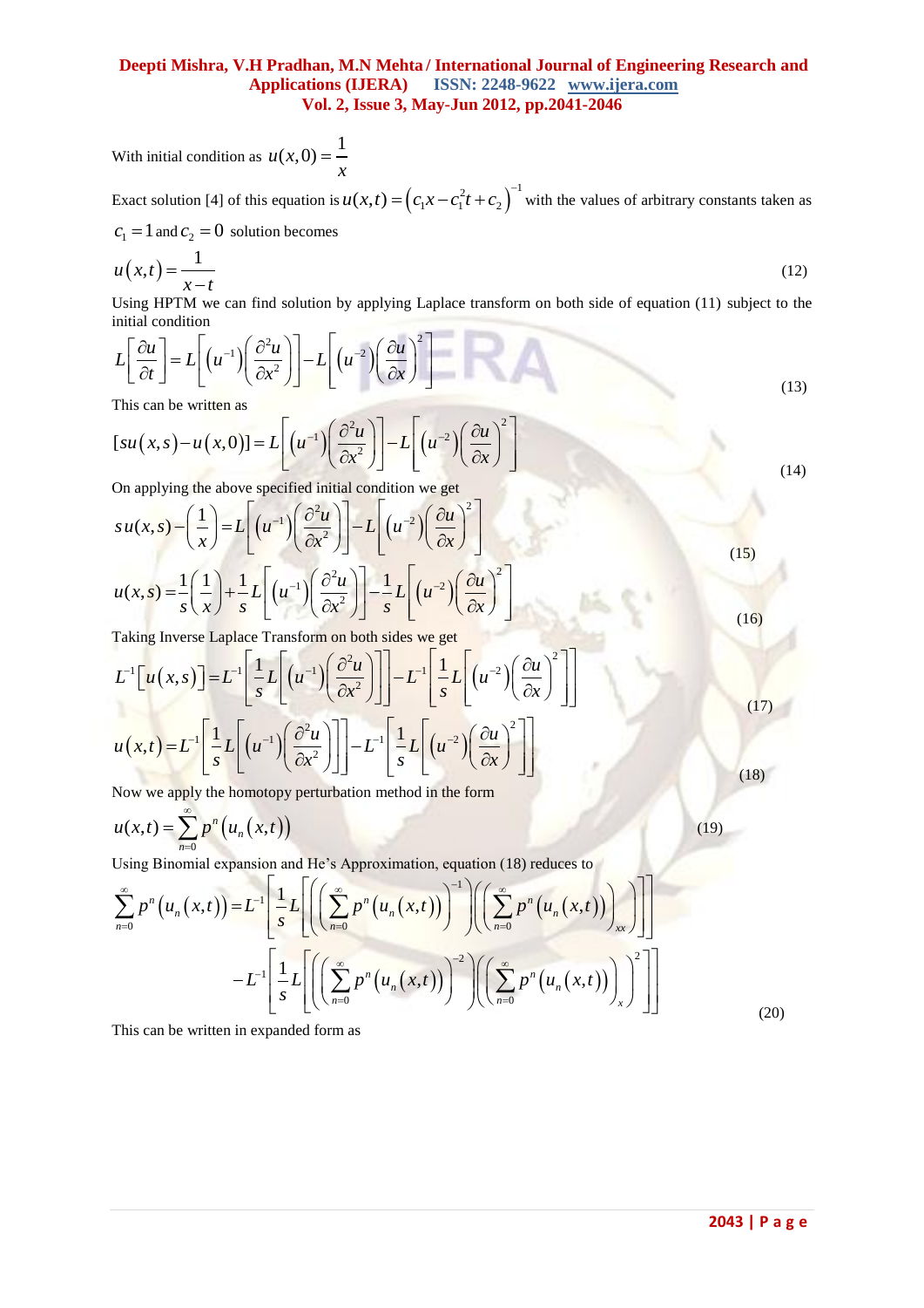With initial condition as $u(x,0)=\dfrac{1}{x}$

Exact solution [4] of this equation is $u(x,t)=\left(c_1x-c_1^2t+c_2\right)^{-1}$ with the values of arbitrary constants taken as $c_1=1$ and $c_2=0$ solution becomes

$$u(x,t)=\frac{1}{x-t} \tag{12}$$

Using HPTM we can find solution by applying Laplace transform on both side of equation (11) subject to the initial condition

$$L\left[\frac{\partial u}{\partial t}\right]=L\left[\left(u^{-1}\right)\left(\frac{\partial^2 u}{\partial x^2}\right)\right]-L\left[\left(u^{-2}\right)\left(\frac{\partial u}{\partial x}\right)^2\right] \tag{13}$$

This can be written as

$$[su(x,s)-u(x,0)]=L\left[\left(u^{-1}\right)\left(\frac{\partial^2 u}{\partial x^2}\right)\right]-L\left[\left(u^{-2}\right)\left(\frac{\partial u}{\partial x}\right)^2\right] \tag{14}$$

On applying the above specified initial condition we get

$$su(x,s)-\left(\frac{1}{x}\right)=L\left[\left(u^{-1}\right)\left(\frac{\partial^2 u}{\partial x^2}\right)\right]-L\left[\left(u^{-2}\right)\left(\frac{\partial u}{\partial x}\right)^2\right] \tag{15}$$

$$u(x,s)=\frac{1}{s}\left(\frac{1}{x}\right)+\frac{1}{s}L\left[\left(u^{-1}\right)\left(\frac{\partial^2 u}{\partial x^2}\right)\right]-\frac{1}{s}L\left[\left(u^{-2}\right)\left(\frac{\partial u}{\partial x}\right)^2\right] \tag{16}$$

Taking Inverse Laplace Transform on both sides we get

$$L^{-1}\left[u(x,s)\right]=L^{-1}\left[\frac{1}{s}L\left[\left(u^{-1}\right)\left(\frac{\partial^2 u}{\partial x^2}\right)\right]\right]-L^{-1}\left[\frac{1}{s}L\left[\left(u^{-2}\right)\left(\frac{\partial u}{\partial x}\right)^2\right]\right] \tag{17}$$

$$u(x,t)=L^{-1}\left[\frac{1}{s}L\left[\left(u^{-1}\right)\left(\frac{\partial^2 u}{\partial x^2}\right)\right]\right]-L^{-1}\left[\frac{1}{s}L\left[\left(u^{-2}\right)\left(\frac{\partial u}{\partial x}\right)^2\right]\right] \tag{18}$$

Now we apply the homotopy perturbation method in the form

$$u(x,t)=\sum_{n=0}^{\infty}p^n\left(u_n(x,t)\right) \tag{19}$$

Using Binomial expansion and He's Approximation, equation (18) reduces to

$$\sum_{n=0}^{\infty}p^n\left(u_n(x,t)\right)=L^{-1}\left[\frac{1}{s}L\left[\left(\left(\sum_{n=0}^{\infty}p^n\left(u_n(x,t)\right)\right)^{-1}\right)\left(\left(\sum_{n=0}^{\infty}p^n\left(u_n(x,t)\right)\right)_{xx}\right)\right]\right]$$
$$-L^{-1}\left[\frac{1}{s}L\left[\left(\left(\sum_{n=0}^{\infty}p^n\left(u_n(x,t)\right)\right)^{-2}\right)\left(\left(\sum_{n=0}^{\infty}p^n\left(u_n(x,t)\right)\right)_{x}\right)^2\right]\right] \tag{20}$$

This can be written in expanded form as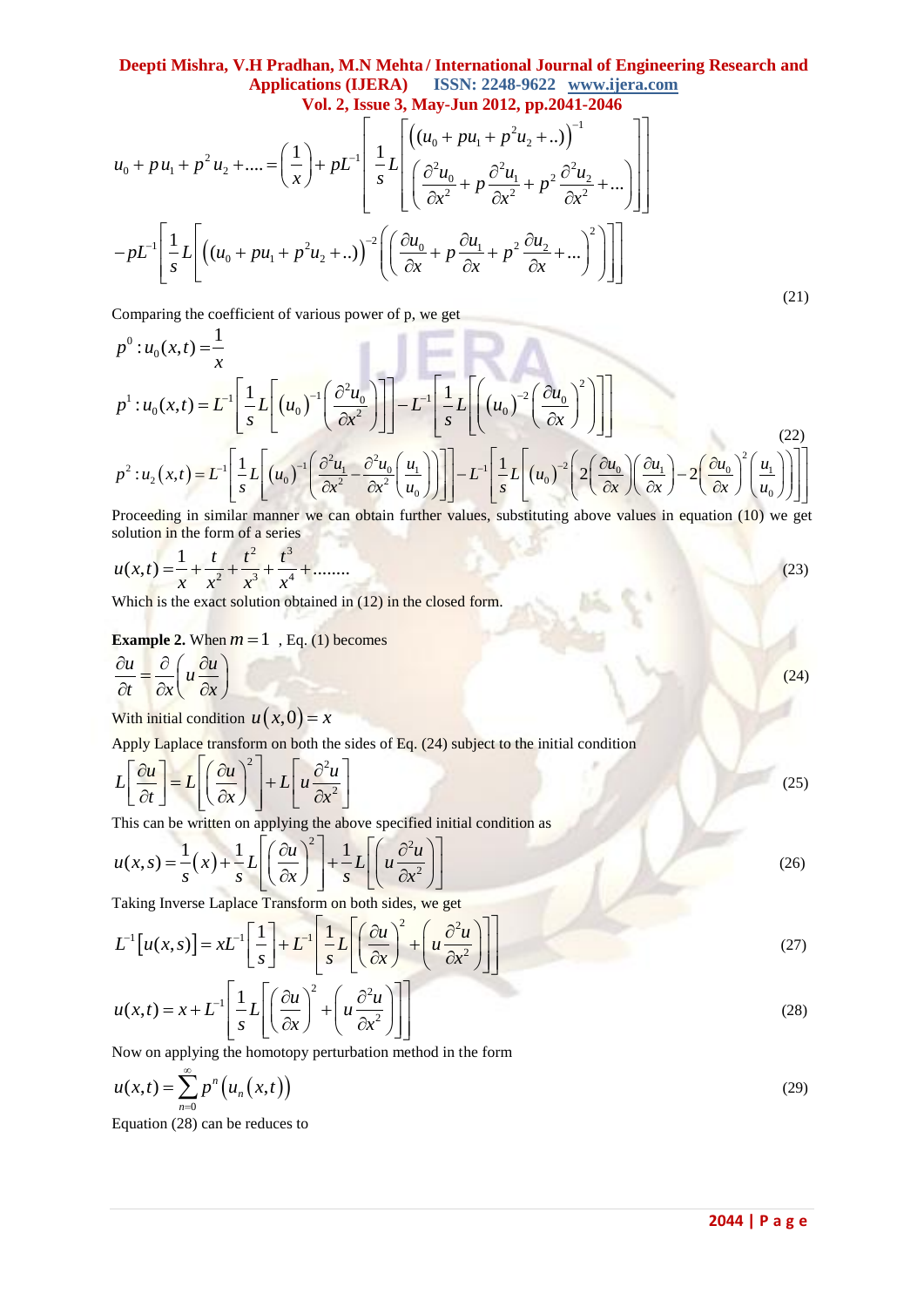$$u_0 + pu_1 + p^2 u_2 + .... = \left(\frac{1}{x}\right) + pL^{-1}\left[\frac{1}{s}L\left[\begin{pmatrix}(u_0 + pu_1 + p^2 u_2 + ..))^{-1} \\ \left(\frac{\partial^2 u_0}{\partial x^2} + p\frac{\partial^2 u_1}{\partial x^2} + p^2\frac{\partial^2 u_2}{\partial x^2} + ...\right)\end{pmatrix}\right]\right]$$

$$-pL^{-1}\left[\frac{1}{s}L\left[\left((u_0 + pu_1 + p^2 u_2 + ..)\right)^{-2}\left(\left(\frac{\partial u_0}{\partial x} + p\frac{\partial u_1}{\partial x} + p^2\frac{\partial u_2}{\partial x} + ...\right)^2\right)\right]\right] \tag{21}$$

Comparing the coefficient of various power of p, we get

$$p^0 : u_0(x,t) = \frac{1}{x}$$

$$p^1 : u_0(x,t) = L^{-1}\left[\frac{1}{s}L\left[(u_0)^{-1}\left(\frac{\partial^2 u_0}{\partial x^2}\right)\right]\right] - L^{-1}\left[\frac{1}{s}L\left[(u_0)^{-2}\left(\frac{\partial u_0}{\partial x}\right)^2\right]\right] \tag{22}$$

$$p^2 : u_2(x,t) = L^{-1}\left[\frac{1}{s}L\left[(u_0)^{-1}\left(\frac{\partial^2 u_1}{\partial x^2} - \frac{\partial^2 u_0}{\partial x^2}\left(\frac{u_1}{u_0}\right)\right)\right]\right] - L^{-1}\left[\frac{1}{s}L\left[(u_0)^{-2}\left(2\left(\frac{\partial u_0}{\partial x}\right)\left(\frac{\partial u_1}{\partial x}\right) - 2\left(\frac{\partial u_0}{\partial x}\right)^2\left(\frac{u_1}{u_0}\right)\right)\right]\right]$$

Proceeding in similar manner we can obtain further values, substituting above values in equation (10) we get solution in the form of a series

$$u(x,t) = \frac{1}{x} + \frac{t}{x^2} + \frac{t^2}{x^3} + \frac{t^3}{x^4} + ........ \tag{23}$$

Which is the exact solution obtained in (12) in the closed form.

**Example 2.** When $m = 1$ , Eq. (1) becomes

$$\frac{\partial u}{\partial t} = \frac{\partial}{\partial x}\left(u\frac{\partial u}{\partial x}\right) \tag{24}$$

With initial condition $u(x,0) = x$

Apply Laplace transform on both the sides of Eq. (24) subject to the initial condition

$$L\left[\frac{\partial u}{\partial t}\right] = L\left[\left(\frac{\partial u}{\partial x}\right)^2\right] + L\left[u\frac{\partial^2 u}{\partial x^2}\right] \tag{25}$$

This can be written on applying the above specified initial condition as

$$u(x,s) = \frac{1}{s}(x) + \frac{1}{s}L\left[\left(\frac{\partial u}{\partial x}\right)^2\right] + \frac{1}{s}L\left[\left(u\frac{\partial^2 u}{\partial x^2}\right)\right] \tag{26}$$

Taking Inverse Laplace Transform on both sides, we get

$$L^{-1}\left[u(x,s)\right] = xL^{-1}\left[\frac{1}{s}\right] + L^{-1}\left[\frac{1}{s}L\left[\left(\frac{\partial u}{\partial x}\right)^2 + \left(u\frac{\partial^2 u}{\partial x^2}\right)\right]\right] \tag{27}$$

$$u(x,t) = x + L^{-1}\left[\frac{1}{s}L\left[\left(\frac{\partial u}{\partial x}\right)^2 + \left(u\frac{\partial^2 u}{\partial x^2}\right)\right]\right] \tag{28}$$

Now on applying the homotopy perturbation method in the form

$$u(x,t) = \sum_{n=0}^{\infty} p^n\left(u_n(x,t)\right) \tag{29}$$

Equation (28) can be reduces to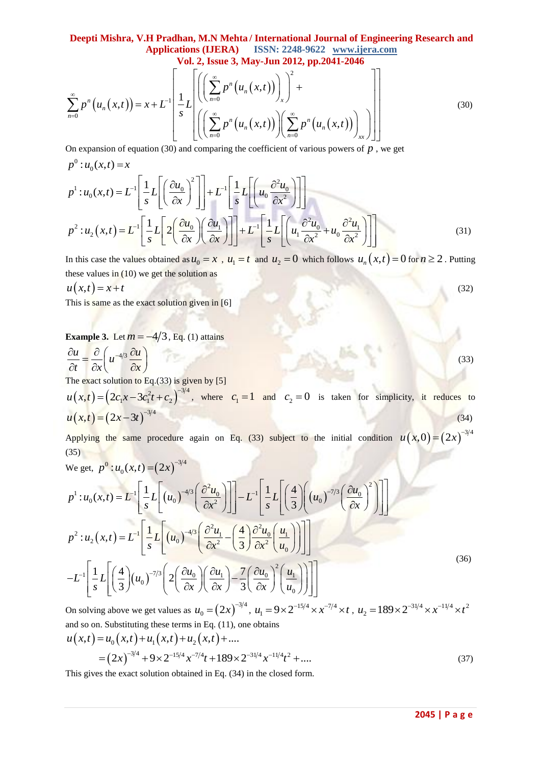$$\sum_{n=0}^{\infty} p^n \left(u_n(x,t)\right) = x + L^{-1}\left[\frac{1}{s} L\left[\begin{array}{l}\left(\left(\sum_{n=0}^{\infty} p^n \left(u_n(x,t)\right)\right)_x\right)^2 + \\ \left(\left(\sum_{n=0}^{\infty} p^n \left(u_n(x,t)\right)\right)\left(\sum_{n=0}^{\infty} p^n \left(u_n(x,t)\right)\right)_{xx}\right)\end{array}\right]\right] \tag{30}$$

On expansion of equation (30) and comparing the coefficient of various powers of $p$, we get

$$p^0 : u_0(x,t) = x$$

$$p^1 : u_0(x,t) = L^{-1}\left[\frac{1}{s} L\left[\left(\frac{\partial u_0}{\partial x}\right)^2\right]\right] + L^{-1}\left[\frac{1}{s} L\left[\left(u_0 \frac{\partial^2 u_0}{\partial x^2}\right)\right]\right]$$

$$p^2 : u_2(x,t) = L^{-1}\left[\frac{1}{s} L\left[2\left(\frac{\partial u_0}{\partial x}\right)\left(\frac{\partial u_1}{\partial x}\right)\right]\right] + L^{-1}\left[\frac{1}{s} L\left[\left(u_1 \frac{\partial^2 u_0}{\partial x^2} + u_0 \frac{\partial^2 u_1}{\partial x^2}\right)\right]\right] \tag{31}$$

In this case the values obtained as $u_0 = x$ , $u_1 = t$ and $u_2 = 0$ which follows $u_n(x,t) = 0$ for $n \geq 2$. Putting these values in (10) we get the solution as

$$u(x,t) = x + t \tag{32}$$

This is same as the exact solution given in [6]

**Example 3.** Let $m = -4/3$, Eq. (1) attains

$$\frac{\partial u}{\partial t} = \frac{\partial}{\partial x}\left(u^{-4/3} \frac{\partial u}{\partial x}\right) \tag{33}$$

The exact solution to Eq.(33) is given by [5]

$u(x,t) = \left(2c_1 x - 3c_1^2 t + c_2\right)^{-3/4}$, where $c_1 = 1$ and $c_2 = 0$ is taken for simplicity, it reduces to

$$u(x,t) = (2x - 3t)^{-3/4} \tag{34}$$

Applying the same procedure again on Eq. (33) subject to the initial condition $u(x,0) = (2x)^{-3/4}$ (35)

We get, $p^0 : u_0(x,t) = (2x)^{-3/4}$

$$p^1 : u_0(x,t) = L^{-1}\left[\frac{1}{s} L\left[(u_0)^{-4/3}\left(\frac{\partial^2 u_0}{\partial x^2}\right)\right]\right] - L^{-1}\left[\frac{1}{s} L\left[\left(\frac{4}{3}\right)\left((u_0)^{-7/3}\left(\frac{\partial u_0}{\partial x}\right)^2\right)\right]\right]$$

$$p^2 : u_2(x,t) = L^{-1}\left[\frac{1}{s} L\left[(u_0)^{-4/3}\left(\frac{\partial^2 u_1}{\partial x^2} - \left(\frac{4}{3}\right)\frac{\partial^2 u_0}{\partial x^2}\left(\frac{u_1}{u_0}\right)\right)\right]\right]$$

$$-L^{-1}\left[\frac{1}{s} L\left[\left(\frac{4}{3}\right)(u_0)^{-7/3}\left(2\left(\frac{\partial u_0}{\partial x}\right)\left(\frac{\partial u_1}{\partial x}\right) - \frac{7}{3}\left(\frac{\partial u_0}{\partial x}\right)^2\left(\frac{u_1}{u_0}\right)\right)\right]\right] \tag{36}$$

On solving above we get values as $u_0 = (2x)^{-3/4}$, $u_1 = 9 \times 2^{-15/4} \times x^{-7/4} \times t$, $u_2 = 189 \times 2^{-31/4} \times x^{-11/4} \times t^2$ and so on. Substituting these terms in Eq. (11), one obtains

$$u(x,t) = u_0(x,t) + u_1(x,t) + u_2(x,t) + ....$$

$$= (2x)^{-3/4} + 9 \times 2^{-15/4} x^{-7/4} t + 189 \times 2^{-31/4} x^{-11/4} t^2 + .... \tag{37}$$

This gives the exact solution obtained in Eq. (34) in the closed form.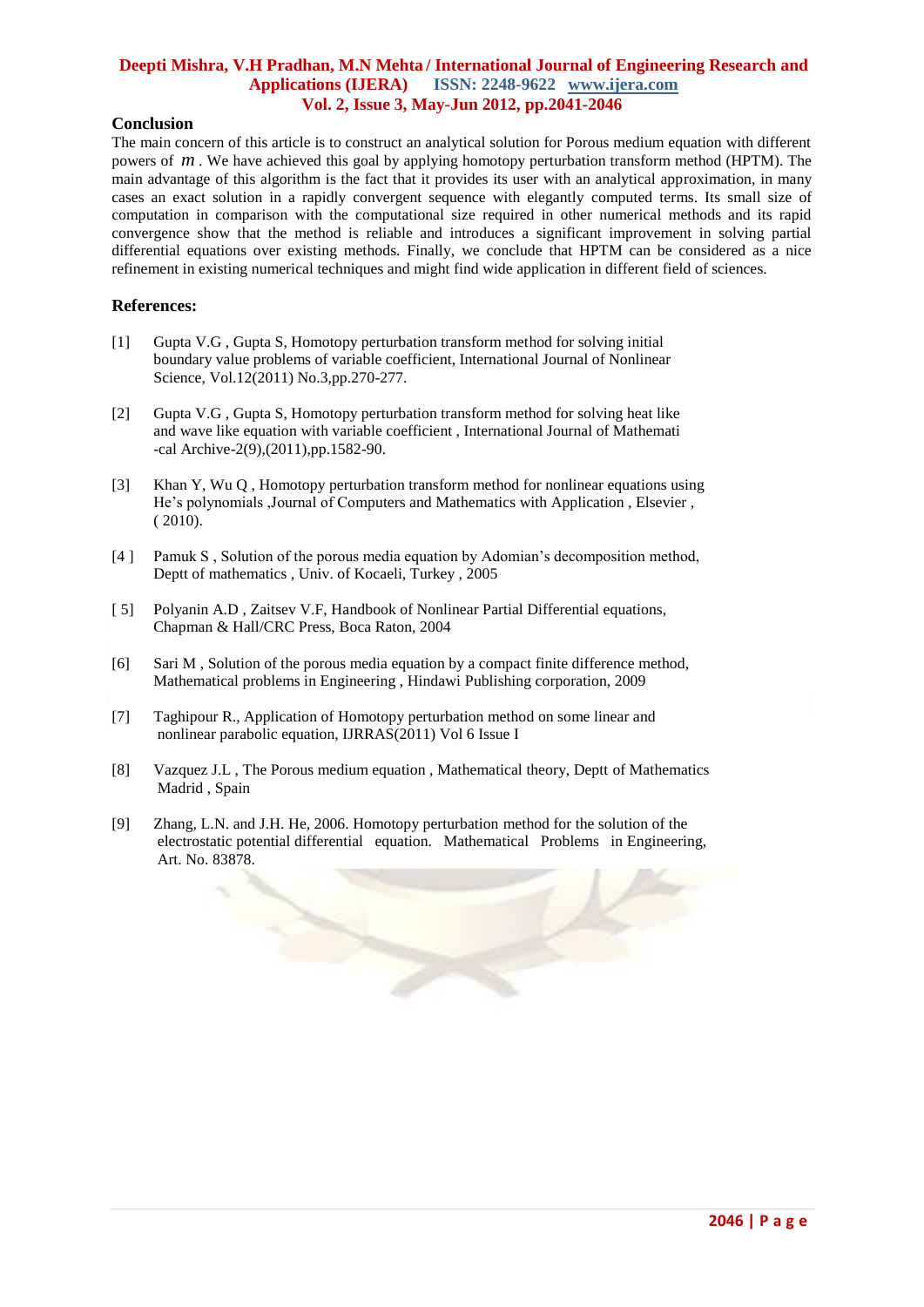## Conclusion

The main concern of this article is to construct an analytical solution for Porous medium equation with different powers of $m$. We have achieved this goal by applying homotopy perturbation transform method (HPTM). The main advantage of this algorithm is the fact that it provides its user with an analytical approximation, in many cases an exact solution in a rapidly convergent sequence with elegantly computed terms. Its small size of computation in comparison with the computational size required in other numerical methods and its rapid convergence show that the method is reliable and introduces a significant improvement in solving partial differential equations over existing methods. Finally, we conclude that HPTM can be considered as a nice refinement in existing numerical techniques and might find wide application in different field of sciences.

## References:

[1] Gupta V.G , Gupta S, Homotopy perturbation transform method for solving initial boundary value problems of variable coefficient, International Journal of Nonlinear Science, Vol.12(2011) No.3,pp.270-277.

[2] Gupta V.G , Gupta S, Homotopy perturbation transform method for solving heat like and wave like equation with variable coefficient , International Journal of Mathemati -cal Archive-2(9),(2011),pp.1582-90.

[3] Khan Y, Wu Q , Homotopy perturbation transform method for nonlinear equations using He's polynomials ,Journal of Computers and Mathematics with Application , Elsevier , ( 2010).

[4 ] Pamuk S , Solution of the porous media equation by Adomian's decomposition method, Deptt of mathematics , Univ. of Kocaeli, Turkey , 2005

[ 5] Polyanin A.D , Zaitsev V.F, Handbook of Nonlinear Partial Differential equations, Chapman & Hall/CRC Press, Boca Raton, 2004

[6] Sari M , Solution of the porous media equation by a compact finite difference method, Mathematical problems in Engineering , Hindawi Publishing corporation, 2009

[7] Taghipour R., Application of Homotopy perturbation method on some linear and nonlinear parabolic equation, IJRRAS(2011) Vol 6 Issue I

[8] Vazquez J.L , The Porous medium equation , Mathematical theory, Deptt of Mathematics Madrid , Spain

[9] Zhang, L.N. and J.H. He, 2006. Homotopy perturbation method for the solution of the electrostatic potential differential equation. Mathematical Problems in Engineering, Art. No. 83878.